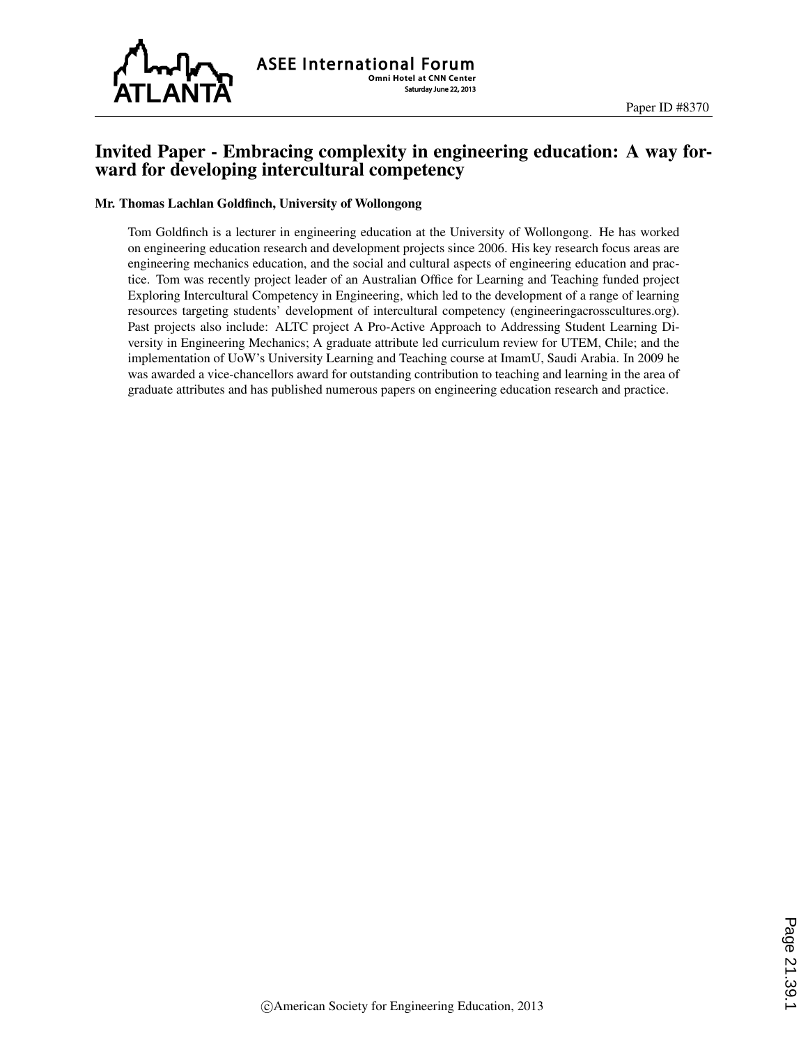Paper ID #8370

# Invited Paper - Embracing complexity in engineering education: A way forward for developing intercultural competency

**Mr. Thomas Lachlan Goldfinch, University of Wollongong**

Tom Goldfinch is a lecturer in engineering education at the University of Wollongong. He has worked on engineering education research and development projects since 2006. His key research focus areas are engineering mechanics education, and the social and cultural aspects of engineering education and practice. Tom was recently project leader of an Australian Office for Learning and Teaching funded project Exploring Intercultural Competency in Engineering, which led to the development of a range of learning resources targeting students' development of intercultural competency (engineeringacrosscultures.org). Past projects also include: ALTC project A Pro-Active Approach to Addressing Student Learning Diversity in Engineering Mechanics; A graduate attribute led curriculum review for UTEM, Chile; and the implementation of UoW's University Learning and Teaching course at ImamU, Saudi Arabia. In 2009 he was awarded a vice-chancellors award for outstanding contribution to teaching and learning in the area of graduate attributes and has published numerous papers on engineering education research and practice.

©American Society for Engineering Education, 2013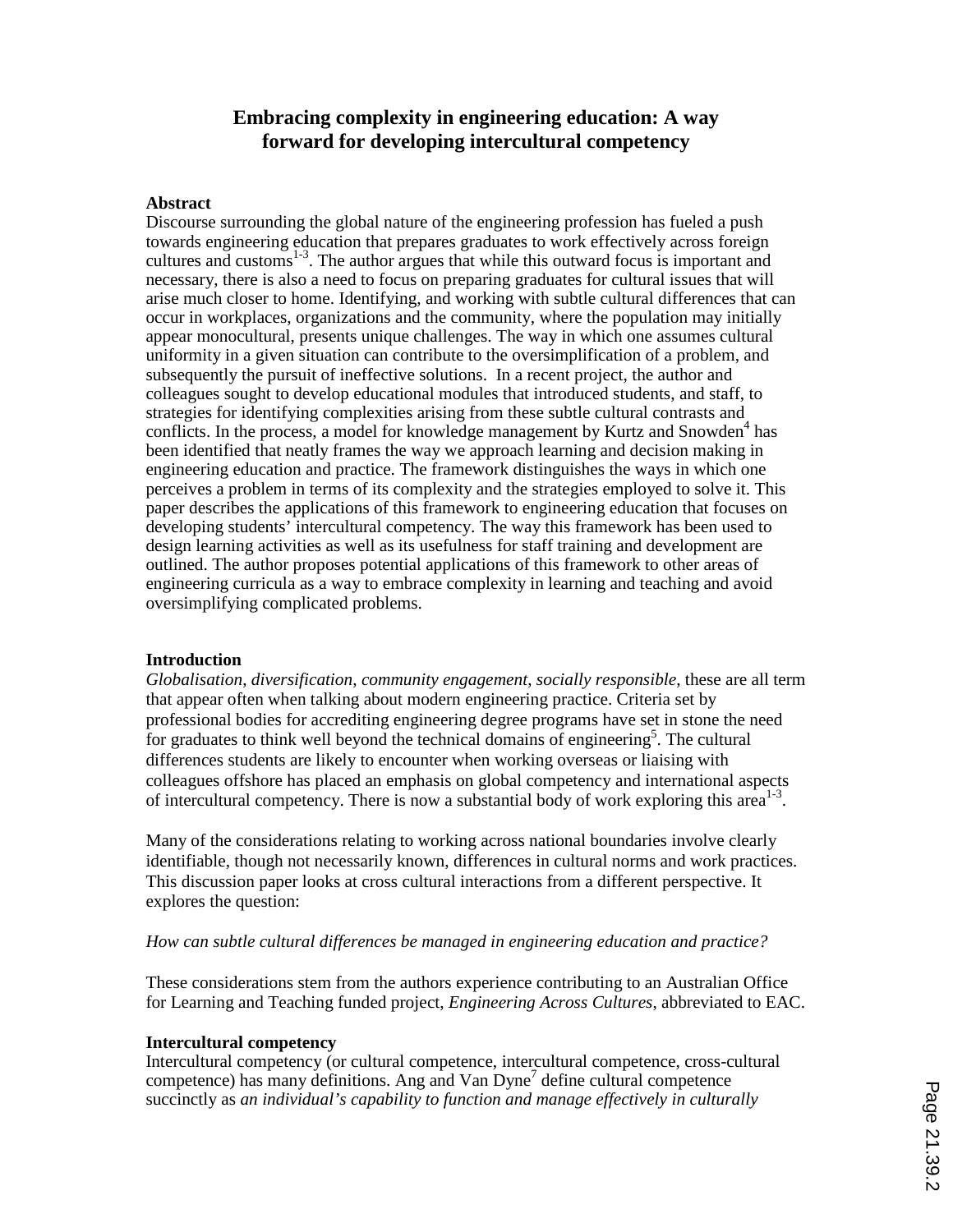# Embracing complexity in engineering education: A way forward for developing intercultural competency

## Abstract

Discourse surrounding the global nature of the engineering profession has fueled a push towards engineering education that prepares graduates to work effectively across foreign cultures and customs[1-3]. The author argues that while this outward focus is important and necessary, there is also a need to focus on preparing graduates for cultural issues that will arise much closer to home. Identifying, and working with subtle cultural differences that can occur in workplaces, organizations and the community, where the population may initially appear monocultural, presents unique challenges. The way in which one assumes cultural uniformity in a given situation can contribute to the oversimplification of a problem, and subsequently the pursuit of ineffective solutions. In a recent project, the author and colleagues sought to develop educational modules that introduced students, and staff, to strategies for identifying complexities arising from these subtle cultural contrasts and conflicts. In the process, a model for knowledge management by Kurtz and Snowden[4] has been identified that neatly frames the way we approach learning and decision making in engineering education and practice. The framework distinguishes the ways in which one perceives a problem in terms of its complexity and the strategies employed to solve it. This paper describes the applications of this framework to engineering education that focuses on developing students' intercultural competency. The way this framework has been used to design learning activities as well as its usefulness for staff training and development are outlined. The author proposes potential applications of this framework to other areas of engineering curricula as a way to embrace complexity in learning and teaching and avoid oversimplifying complicated problems.

## Introduction

*Globalisation*, *diversification*, *community engagement*, *socially responsible*, these are all term that appear often when talking about modern engineering practice. Criteria set by professional bodies for accrediting engineering degree programs have set in stone the need for graduates to think well beyond the technical domains of engineering[5]. The cultural differences students are likely to encounter when working overseas or liaising with colleagues offshore has placed an emphasis on global competency and international aspects of intercultural competency. There is now a substantial body of work exploring this area[1-3].

Many of the considerations relating to working across national boundaries involve clearly identifiable, though not necessarily known, differences in cultural norms and work practices. This discussion paper looks at cross cultural interactions from a different perspective. It explores the question:

*How can subtle cultural differences be managed in engineering education and practice?*

These considerations stem from the authors experience contributing to an Australian Office for Learning and Teaching funded project, *Engineering Across Cultures*, abbreviated to EAC.

## Intercultural competency

Intercultural competency (or cultural competence, intercultural competence, cross-cultural competence) has many definitions. Ang and Van Dyne[7] define cultural competence succinctly as *an individual's capability to function and manage effectively in culturally*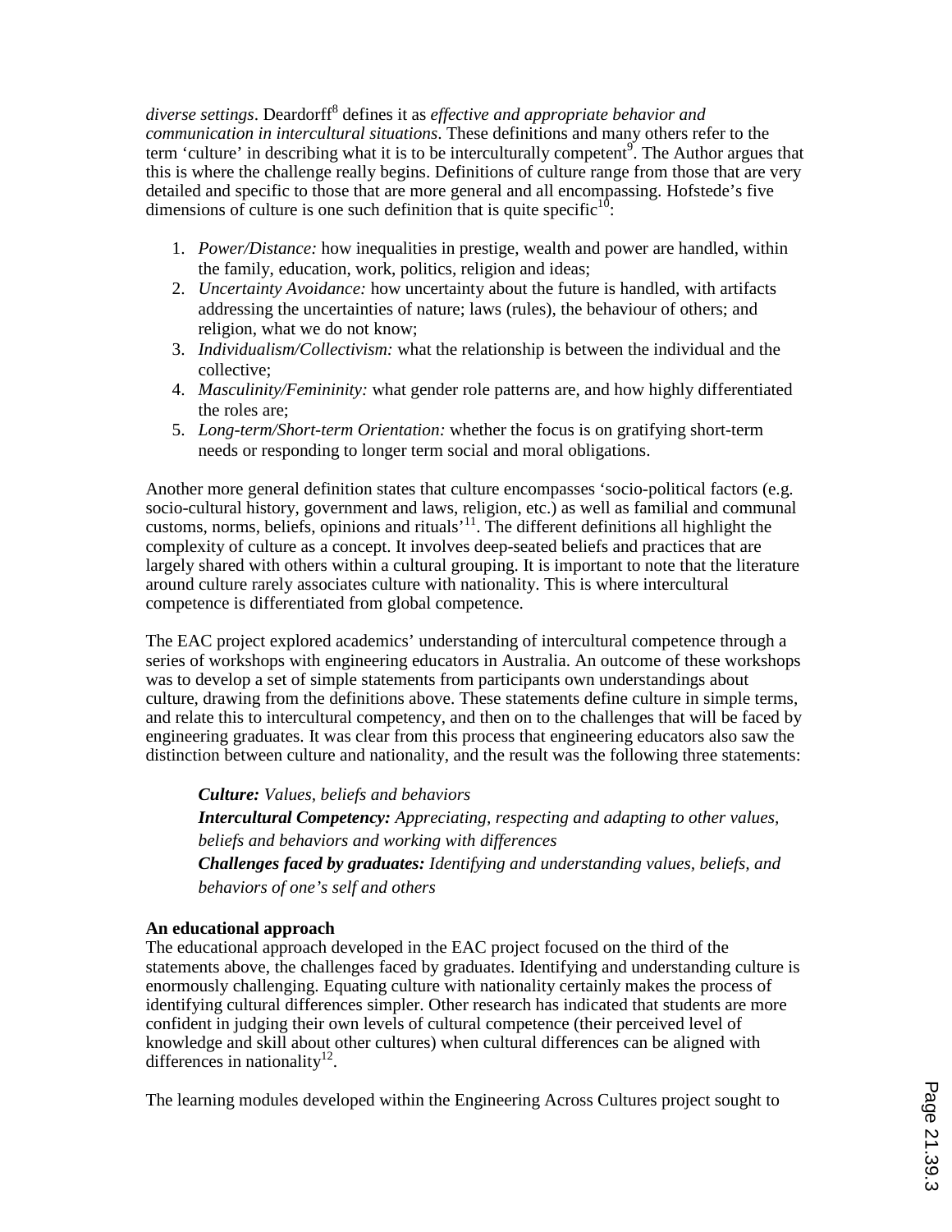*diverse settings*. Deardorff[8] defines it as *effective and appropriate behavior and communication in intercultural situations*. These definitions and many others refer to the term 'culture' in describing what it is to be interculturally competent[9]. The Author argues that this is where the challenge really begins. Definitions of culture range from those that are very detailed and specific to those that are more general and all encompassing. Hofstede's five dimensions of culture is one such definition that is quite specific[10]:

1. *Power/Distance:* how inequalities in prestige, wealth and power are handled, within the family, education, work, politics, religion and ideas;
2. *Uncertainty Avoidance:* how uncertainty about the future is handled, with artifacts addressing the uncertainties of nature; laws (rules), the behaviour of others; and religion, what we do not know;
3. *Individualism/Collectivism:* what the relationship is between the individual and the collective;
4. *Masculinity/Femininity:* what gender role patterns are, and how highly differentiated the roles are;
5. *Long-term/Short-term Orientation:* whether the focus is on gratifying short-term needs or responding to longer term social and moral obligations.

Another more general definition states that culture encompasses 'socio-political factors (e.g. socio-cultural history, government and laws, religion, etc.) as well as familial and communal customs, norms, beliefs, opinions and rituals'[11]. The different definitions all highlight the complexity of culture as a concept. It involves deep-seated beliefs and practices that are largely shared with others within a cultural grouping. It is important to note that the literature around culture rarely associates culture with nationality. This is where intercultural competence is differentiated from global competence.

The EAC project explored academics' understanding of intercultural competence through a series of workshops with engineering educators in Australia. An outcome of these workshops was to develop a set of simple statements from participants own understandings about culture, drawing from the definitions above. These statements define culture in simple terms, and relate this to intercultural competency, and then on to the challenges that will be faced by engineering graduates. It was clear from this process that engineering educators also saw the distinction between culture and nationality, and the result was the following three statements:

> ***Culture:*** *Values, beliefs and behaviors*
>
> ***Intercultural Competency:*** *Appreciating, respecting and adapting to other values, beliefs and behaviors and working with differences*
>
> ***Challenges faced by graduates:*** *Identifying and understanding values, beliefs, and behaviors of one's self and others*

**An educational approach**

The educational approach developed in the EAC project focused on the third of the statements above, the challenges faced by graduates. Identifying and understanding culture is enormously challenging. Equating culture with nationality certainly makes the process of identifying cultural differences simpler. Other research has indicated that students are more confident in judging their own levels of cultural competence (their perceived level of knowledge and skill about other cultures) when cultural differences can be aligned with differences in nationality[12].

The learning modules developed within the Engineering Across Cultures project sought to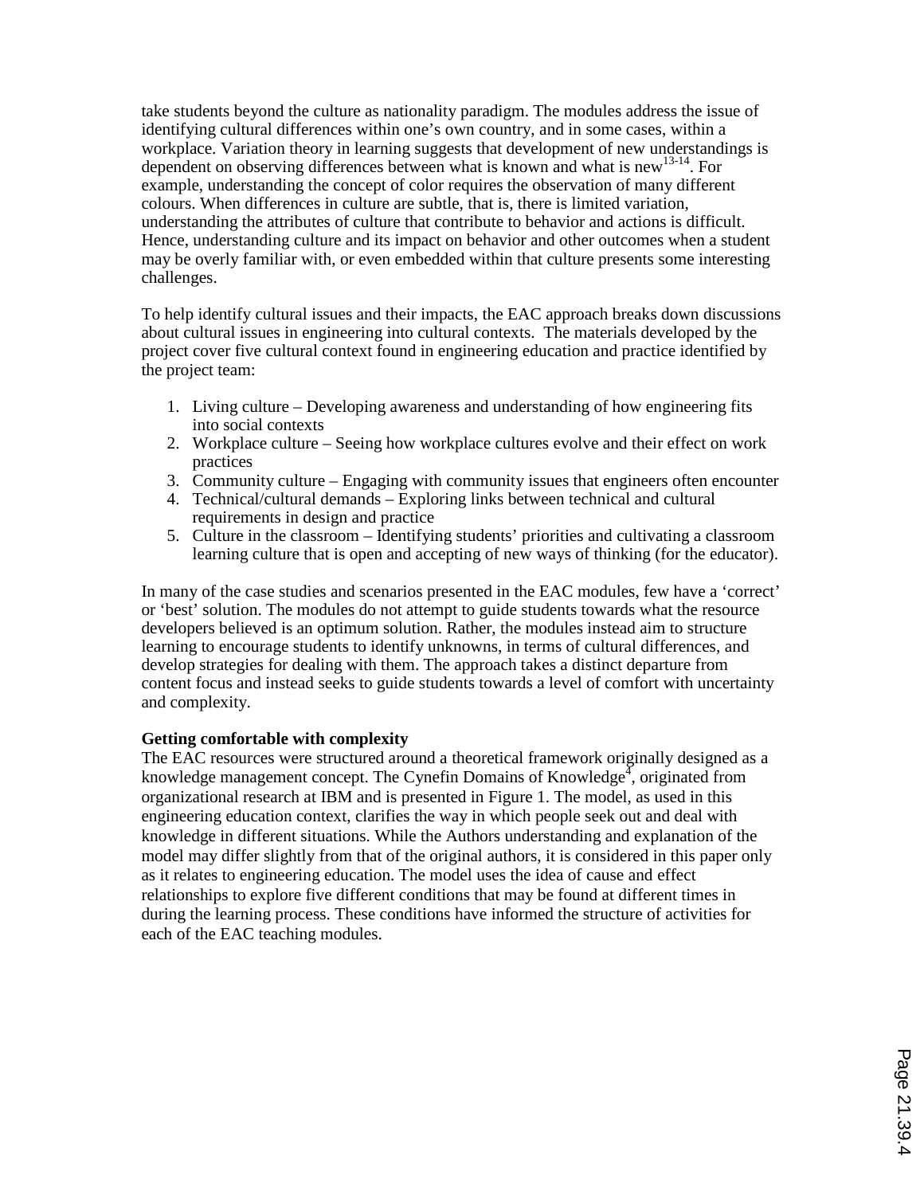take students beyond the culture as nationality paradigm. The modules address the issue of identifying cultural differences within one's own country, and in some cases, within a workplace. Variation theory in learning suggests that development of new understandings is dependent on observing differences between what is known and what is new[13-14]. For example, understanding the concept of color requires the observation of many different colours. When differences in culture are subtle, that is, there is limited variation, understanding the attributes of culture that contribute to behavior and actions is difficult. Hence, understanding culture and its impact on behavior and other outcomes when a student may be overly familiar with, or even embedded within that culture presents some interesting challenges.

To help identify cultural issues and their impacts, the EAC approach breaks down discussions about cultural issues in engineering into cultural contexts. The materials developed by the project cover five cultural context found in engineering education and practice identified by the project team:

1. Living culture – Developing awareness and understanding of how engineering fits into social contexts
2. Workplace culture – Seeing how workplace cultures evolve and their effect on work practices
3. Community culture – Engaging with community issues that engineers often encounter
4. Technical/cultural demands – Exploring links between technical and cultural requirements in design and practice
5. Culture in the classroom – Identifying students' priorities and cultivating a classroom learning culture that is open and accepting of new ways of thinking (for the educator).

In many of the case studies and scenarios presented in the EAC modules, few have a 'correct' or 'best' solution. The modules do not attempt to guide students towards what the resource developers believed is an optimum solution. Rather, the modules instead aim to structure learning to encourage students to identify unknowns, in terms of cultural differences, and develop strategies for dealing with them. The approach takes a distinct departure from content focus and instead seeks to guide students towards a level of comfort with uncertainty and complexity.

**Getting comfortable with complexity**

The EAC resources were structured around a theoretical framework originally designed as a knowledge management concept. The Cynefin Domains of Knowledge[4], originated from organizational research at IBM and is presented in Figure 1. The model, as used in this engineering education context, clarifies the way in which people seek out and deal with knowledge in different situations. While the Authors understanding and explanation of the model may differ slightly from that of the original authors, it is considered in this paper only as it relates to engineering education. The model uses the idea of cause and effect relationships to explore five different conditions that may be found at different times in during the learning process. These conditions have informed the structure of activities for each of the EAC teaching modules.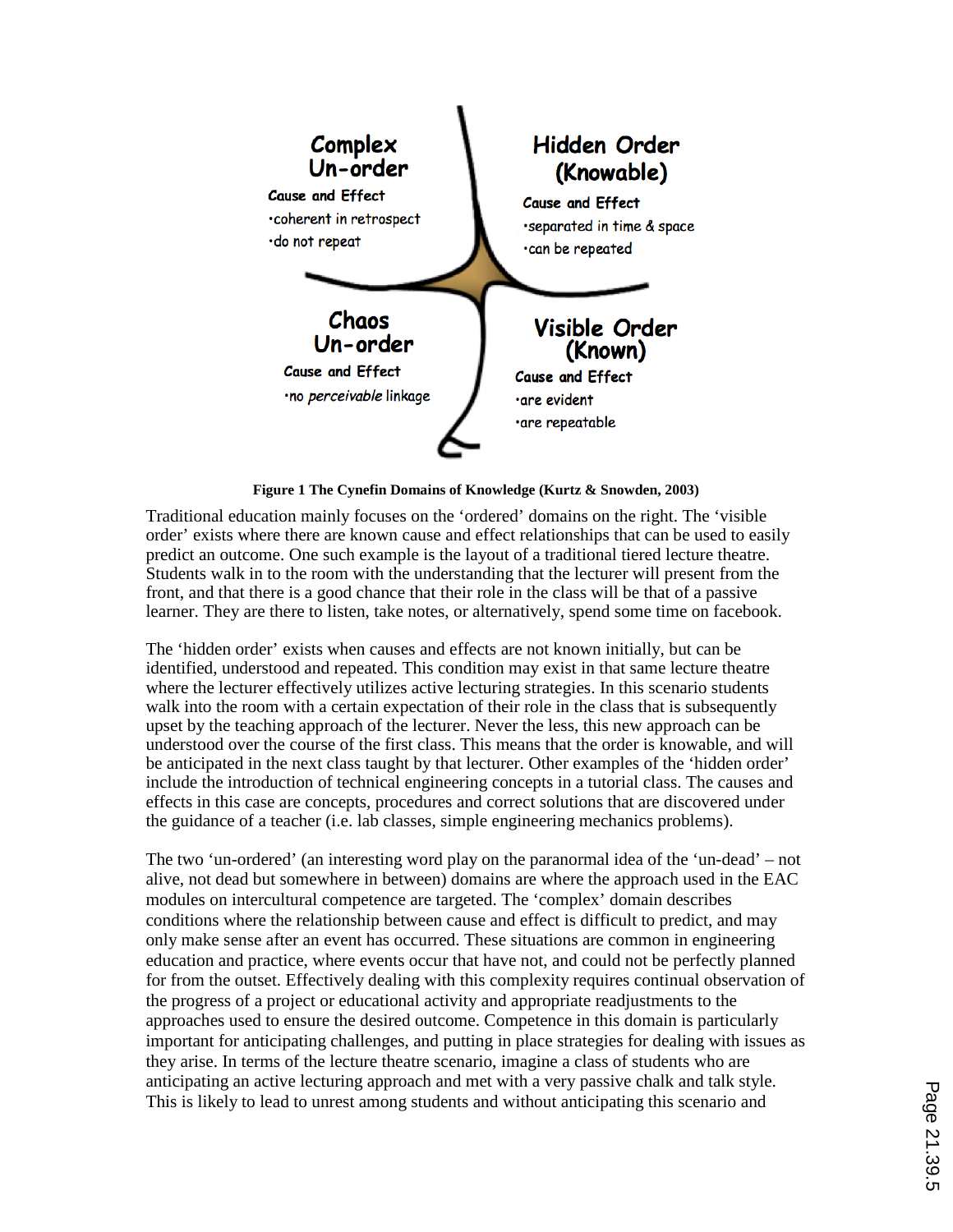**Complex Un-order**
Cause and Effect
- coherent in retrospect
- do not repeat

**Hidden Order (Knowable)**
Cause and Effect
- separated in time & space
- can be repeated

**Chaos Un-order**
Cause and Effect
- no *perceivable* linkage

**Visible Order (Known)**
Cause and Effect
- are evident
- are repeatable

**Figure 1 The Cynefin Domains of Knowledge (Kurtz & Snowden, 2003)**

Traditional education mainly focuses on the 'ordered' domains on the right. The 'visible order' exists where there are known cause and effect relationships that can be used to easily predict an outcome. One such example is the layout of a traditional tiered lecture theatre. Students walk in to the room with the understanding that the lecturer will present from the front, and that there is a good chance that their role in the class will be that of a passive learner. They are there to listen, take notes, or alternatively, spend some time on facebook.

The 'hidden order' exists when causes and effects are not known initially, but can be identified, understood and repeated. This condition may exist in that same lecture theatre where the lecturer effectively utilizes active lecturing strategies. In this scenario students walk into the room with a certain expectation of their role in the class that is subsequently upset by the teaching approach of the lecturer. Never the less, this new approach can be understood over the course of the first class. This means that the order is knowable, and will be anticipated in the next class taught by that lecturer. Other examples of the 'hidden order' include the introduction of technical engineering concepts in a tutorial class. The causes and effects in this case are concepts, procedures and correct solutions that are discovered under the guidance of a teacher (i.e. lab classes, simple engineering mechanics problems).

The two 'un-ordered' (an interesting word play on the paranormal idea of the 'un-dead' – not alive, not dead but somewhere in between) domains are where the approach used in the EAC modules on intercultural competence are targeted. The 'complex' domain describes conditions where the relationship between cause and effect is difficult to predict, and may only make sense after an event has occurred. These situations are common in engineering education and practice, where events occur that have not, and could not be perfectly planned for from the outset. Effectively dealing with this complexity requires continual observation of the progress of a project or educational activity and appropriate readjustments to the approaches used to ensure the desired outcome. Competence in this domain is particularly important for anticipating challenges, and putting in place strategies for dealing with issues as they arise. In terms of the lecture theatre scenario, imagine a class of students who are anticipating an active lecturing approach and met with a very passive chalk and talk style. This is likely to lead to unrest among students and without anticipating this scenario and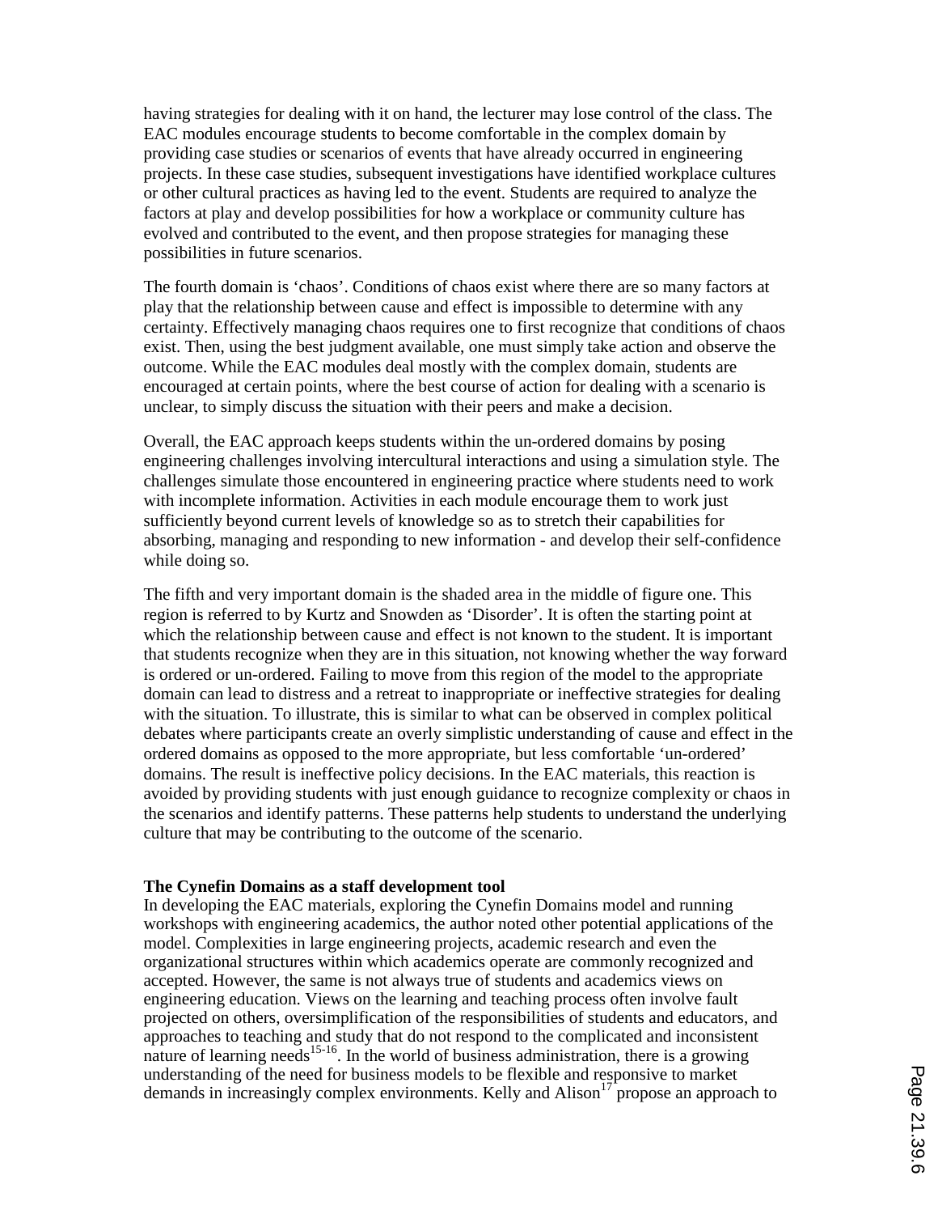having strategies for dealing with it on hand, the lecturer may lose control of the class. The EAC modules encourage students to become comfortable in the complex domain by providing case studies or scenarios of events that have already occurred in engineering projects. In these case studies, subsequent investigations have identified workplace cultures or other cultural practices as having led to the event. Students are required to analyze the factors at play and develop possibilities for how a workplace or community culture has evolved and contributed to the event, and then propose strategies for managing these possibilities in future scenarios.

The fourth domain is 'chaos'. Conditions of chaos exist where there are so many factors at play that the relationship between cause and effect is impossible to determine with any certainty. Effectively managing chaos requires one to first recognize that conditions of chaos exist. Then, using the best judgment available, one must simply take action and observe the outcome. While the EAC modules deal mostly with the complex domain, students are encouraged at certain points, where the best course of action for dealing with a scenario is unclear, to simply discuss the situation with their peers and make a decision.

Overall, the EAC approach keeps students within the un-ordered domains by posing engineering challenges involving intercultural interactions and using a simulation style. The challenges simulate those encountered in engineering practice where students need to work with incomplete information. Activities in each module encourage them to work just sufficiently beyond current levels of knowledge so as to stretch their capabilities for absorbing, managing and responding to new information - and develop their self-confidence while doing so.

The fifth and very important domain is the shaded area in the middle of figure one. This region is referred to by Kurtz and Snowden as 'Disorder'. It is often the starting point at which the relationship between cause and effect is not known to the student. It is important that students recognize when they are in this situation, not knowing whether the way forward is ordered or un-ordered. Failing to move from this region of the model to the appropriate domain can lead to distress and a retreat to inappropriate or ineffective strategies for dealing with the situation. To illustrate, this is similar to what can be observed in complex political debates where participants create an overly simplistic understanding of cause and effect in the ordered domains as opposed to the more appropriate, but less comfortable 'un-ordered' domains. The result is ineffective policy decisions. In the EAC materials, this reaction is avoided by providing students with just enough guidance to recognize complexity or chaos in the scenarios and identify patterns. These patterns help students to understand the underlying culture that may be contributing to the outcome of the scenario.

**The Cynefin Domains as a staff development tool**

In developing the EAC materials, exploring the Cynefin Domains model and running workshops with engineering academics, the author noted other potential applications of the model. Complexities in large engineering projects, academic research and even the organizational structures within which academics operate are commonly recognized and accepted. However, the same is not always true of students and academics views on engineering education. Views on the learning and teaching process often involve fault projected on others, oversimplification of the responsibilities of students and educators, and approaches to teaching and study that do not respond to the complicated and inconsistent nature of learning needs[15-16]. In the world of business administration, there is a growing understanding of the need for business models to be flexible and responsive to market demands in increasingly complex environments. Kelly and Alison[17] propose an approach to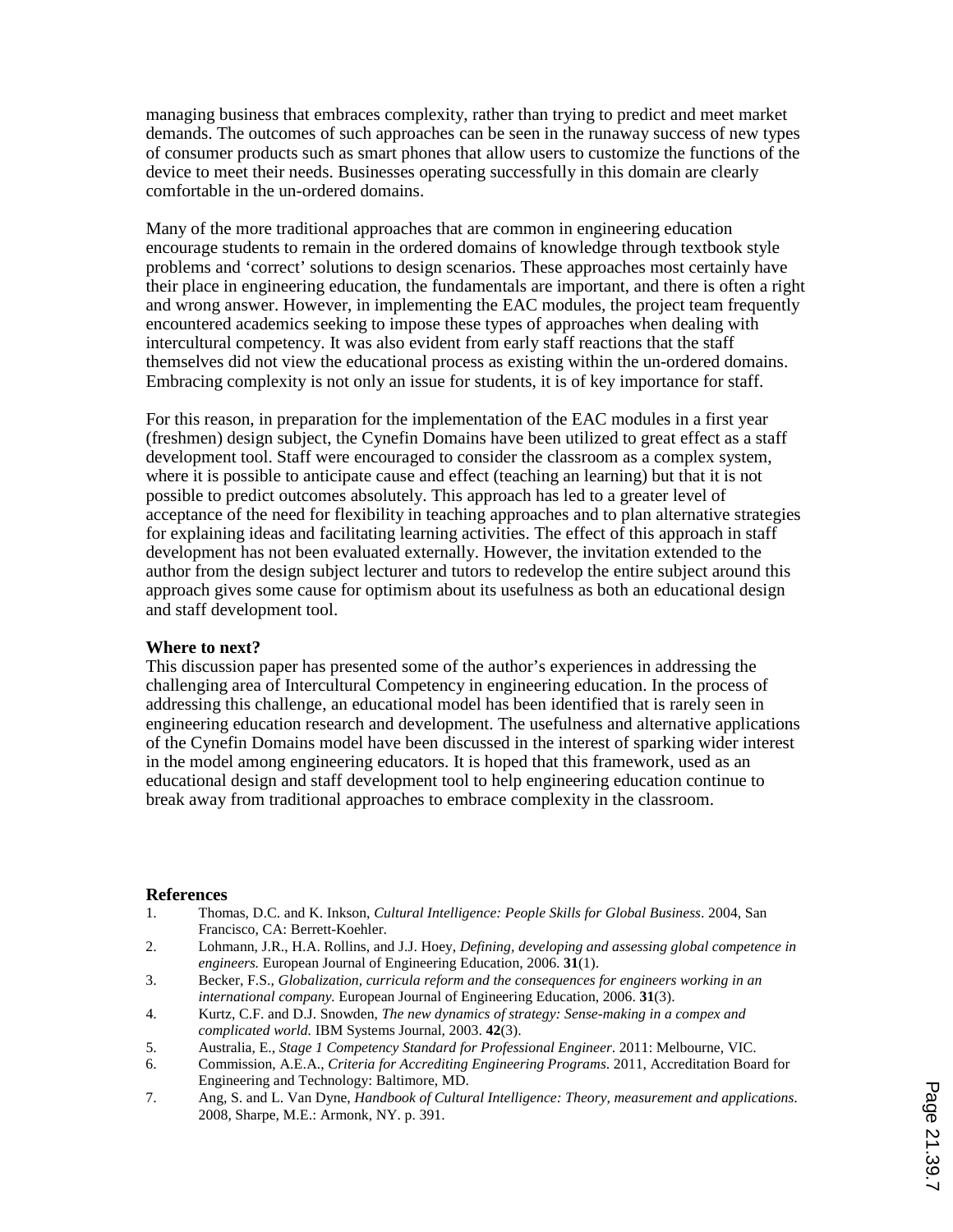managing business that embraces complexity, rather than trying to predict and meet market demands. The outcomes of such approaches can be seen in the runaway success of new types of consumer products such as smart phones that allow users to customize the functions of the device to meet their needs. Businesses operating successfully in this domain are clearly comfortable in the un-ordered domains.

Many of the more traditional approaches that are common in engineering education encourage students to remain in the ordered domains of knowledge through textbook style problems and 'correct' solutions to design scenarios. These approaches most certainly have their place in engineering education, the fundamentals are important, and there is often a right and wrong answer. However, in implementing the EAC modules, the project team frequently encountered academics seeking to impose these types of approaches when dealing with intercultural competency. It was also evident from early staff reactions that the staff themselves did not view the educational process as existing within the un-ordered domains. Embracing complexity is not only an issue for students, it is of key importance for staff.

For this reason, in preparation for the implementation of the EAC modules in a first year (freshmen) design subject, the Cynefin Domains have been utilized to great effect as a staff development tool. Staff were encouraged to consider the classroom as a complex system, where it is possible to anticipate cause and effect (teaching an learning) but that it is not possible to predict outcomes absolutely. This approach has led to a greater level of acceptance of the need for flexibility in teaching approaches and to plan alternative strategies for explaining ideas and facilitating learning activities. The effect of this approach in staff development has not been evaluated externally. However, the invitation extended to the author from the design subject lecturer and tutors to redevelop the entire subject around this approach gives some cause for optimism about its usefulness as both an educational design and staff development tool.

**Where to next?**

This discussion paper has presented some of the author's experiences in addressing the challenging area of Intercultural Competency in engineering education. In the process of addressing this challenge, an educational model has been identified that is rarely seen in engineering education research and development. The usefulness and alternative applications of the Cynefin Domains model have been discussed in the interest of sparking wider interest in the model among engineering educators. It is hoped that this framework, used as an educational design and staff development tool to help engineering education continue to break away from traditional approaches to embrace complexity in the classroom.

**References**

1. Thomas, D.C. and K. Inkson, *Cultural Intelligence: People Skills for Global Business*. 2004, San Francisco, CA: Berrett-Koehler.
2. Lohmann, J.R., H.A. Rollins, and J.J. Hoey, *Defining, developing and assessing global competence in engineers.* European Journal of Engineering Education, 2006. **31**(1).
3. Becker, F.S., *Globalization, curricula reform and the consequences for engineers working in an international company.* European Journal of Engineering Education, 2006. **31**(3).
4. Kurtz, C.F. and D.J. Snowden, *The new dynamics of strategy: Sense-making in a compex and complicated world.* IBM Systems Journal, 2003. **42**(3).
5. Australia, E., *Stage 1 Competency Standard for Professional Engineer*. 2011: Melbourne, VIC.
6. Commission, A.E.A., *Criteria for Accrediting Engineering Programs*. 2011, Accreditation Board for Engineering and Technology: Baltimore, MD.
7. Ang, S. and L. Van Dyne, *Handbook of Cultural Intelligence: Theory, measurement and applications*. 2008, Sharpe, M.E.: Armonk, NY. p. 391.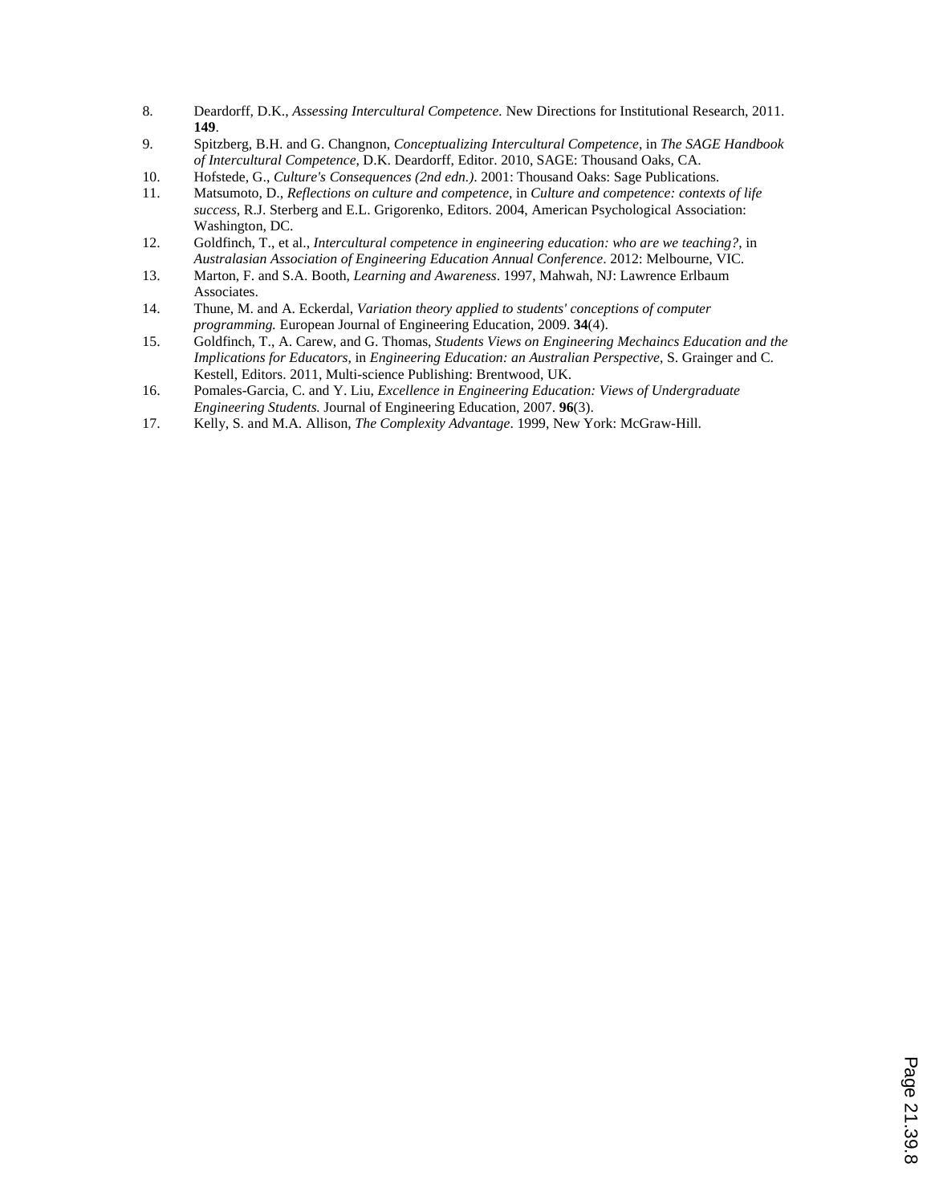8. Deardorff, D.K., *Assessing Intercultural Competence.* New Directions for Institutional Research, 2011. **149**.
9. Spitzberg, B.H. and G. Changnon, *Conceptualizing Intercultural Competence*, in *The SAGE Handbook of Intercultural Competence*, D.K. Deardorff, Editor. 2010, SAGE: Thousand Oaks, CA.
10. Hofstede, G., *Culture's Consequences (2nd edn.)*. 2001: Thousand Oaks: Sage Publications.
11. Matsumoto, D., *Reflections on culture and competence*, in *Culture and competence: contexts of life success*, R.J. Sterberg and E.L. Grigorenko, Editors. 2004, American Psychological Association: Washington, DC.
12. Goldfinch, T., et al., *Intercultural competence in engineering education: who are we teaching?*, in *Australasian Association of Engineering Education Annual Conference*. 2012: Melbourne, VIC.
13. Marton, F. and S.A. Booth, *Learning and Awareness*. 1997, Mahwah, NJ: Lawrence Erlbaum Associates.
14. Thune, M. and A. Eckerdal, *Variation theory applied to students' conceptions of computer programming.* European Journal of Engineering Education, 2009. **34**(4).
15. Goldfinch, T., A. Carew, and G. Thomas, *Students Views on Engineering Mechaincs Education and the Implications for Educators*, in *Engineering Education: an Australian Perspective*, S. Grainger and C. Kestell, Editors. 2011, Multi-science Publishing: Brentwood, UK.
16. Pomales-Garcia, C. and Y. Liu, *Excellence in Engineering Education: Views of Undergraduate Engineering Students.* Journal of Engineering Education, 2007. **96**(3).
17. Kelly, S. and M.A. Allison, *The Complexity Advantage*. 1999, New York: McGraw-Hill.